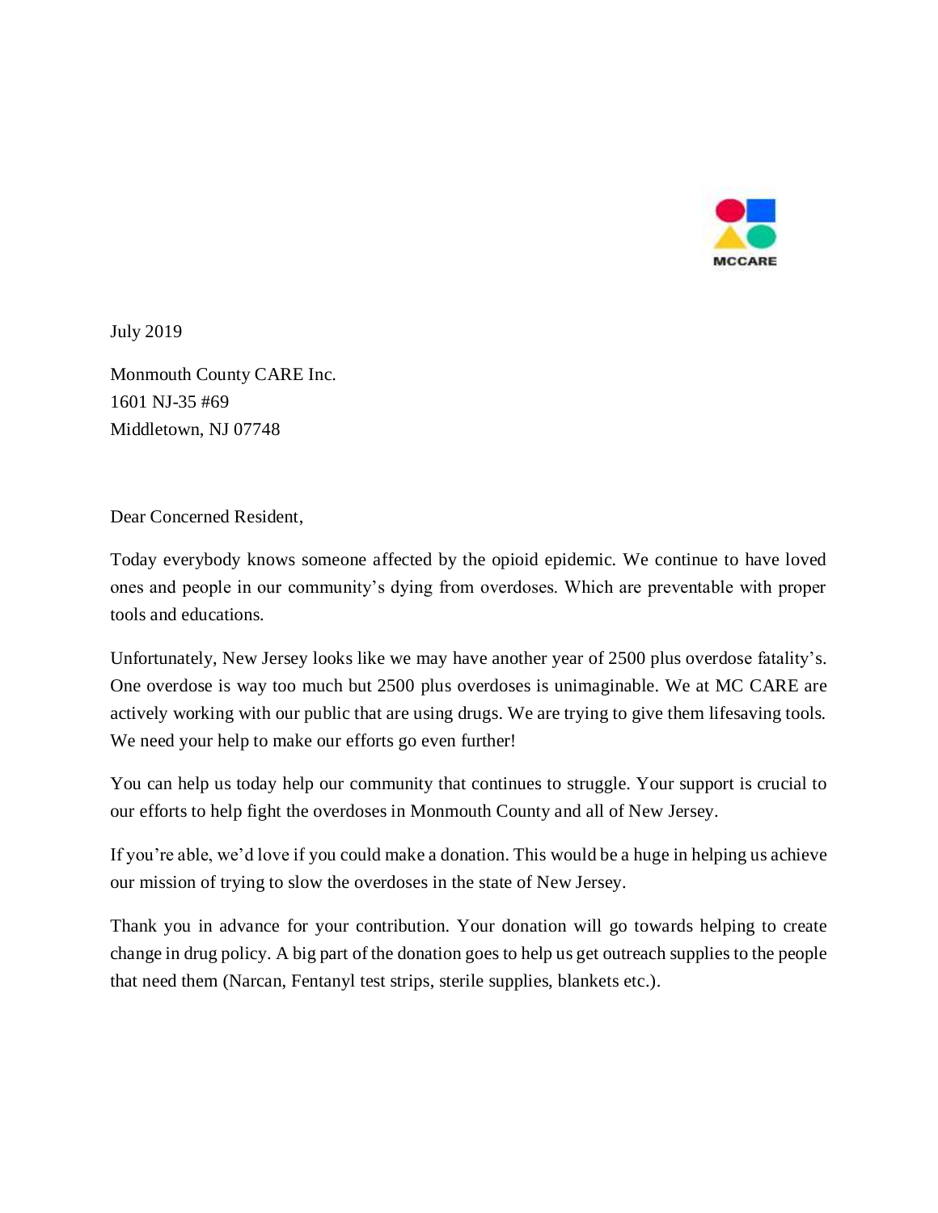MCCARE

July 2019

Monmouth County CARE Inc.
1601 NJ-35 #69
Middletown, NJ 07748

Dear Concerned Resident,

Today everybody knows someone affected by the opioid epidemic. We continue to have loved ones and people in our community's dying from overdoses. Which are preventable with proper tools and educations.

Unfortunately, New Jersey looks like we may have another year of 2500 plus overdose fatality's. One overdose is way too much but 2500 plus overdoses is unimaginable. We at MC CARE are actively working with our public that are using drugs. We are trying to give them lifesaving tools. We need your help to make our efforts go even further!

You can help us today help our community that continues to struggle. Your support is crucial to our efforts to help fight the overdoses in Monmouth County and all of New Jersey.

If you're able, we'd love if you could make a donation. This would be a huge in helping us achieve our mission of trying to slow the overdoses in the state of New Jersey.

Thank you in advance for your contribution. Your donation will go towards helping to create change in drug policy. A big part of the donation goes to help us get outreach supplies to the people that need them (Narcan, Fentanyl test strips, sterile supplies, blankets etc.).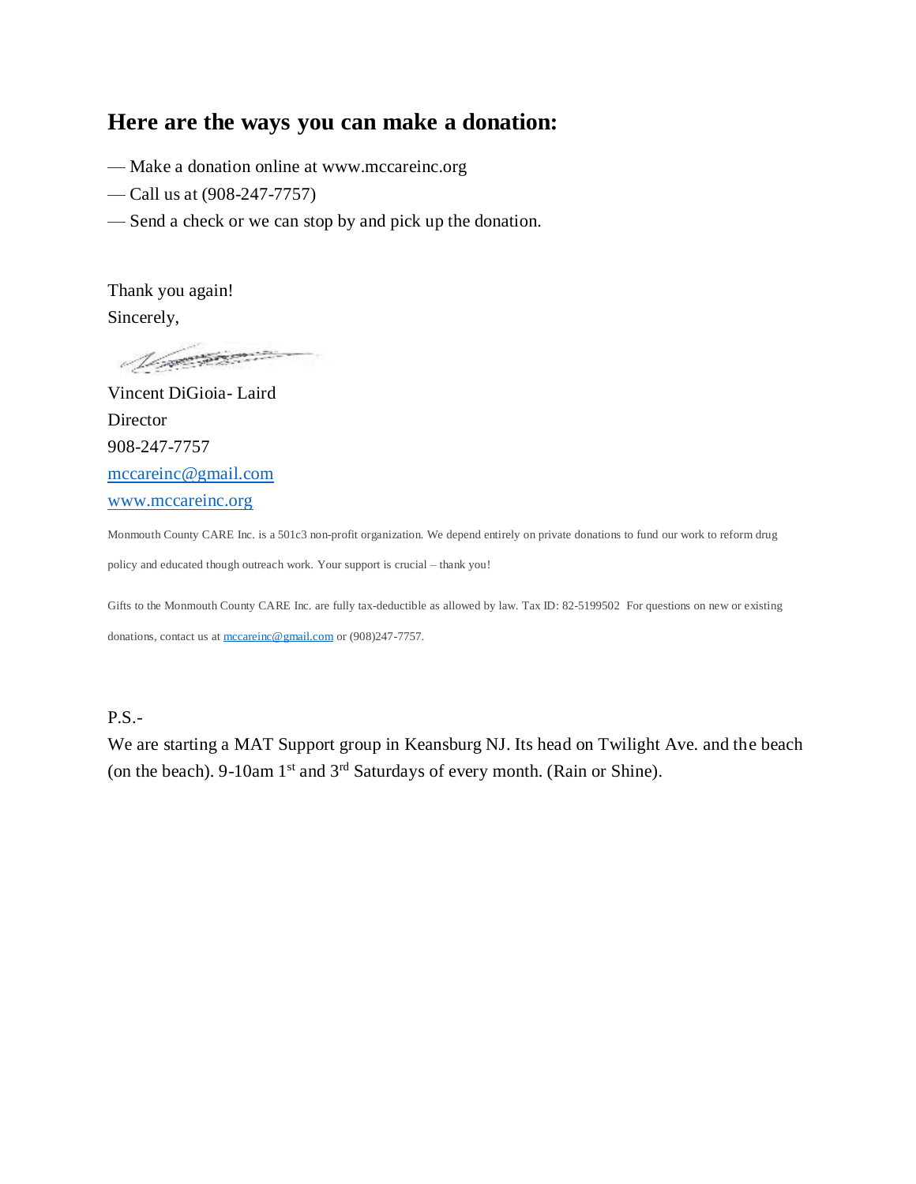## Here are the ways you can make a donation:

— Make a donation online at www.mccareinc.org

— Call us at (908-247-7757)

— Send a check or we can stop by and pick up the donation.

Thank you again!

Sincerely,

Vincent DiGioia- Laird
Director
908-247-7757
mccareinc@gmail.com
www.mccareinc.org

Monmouth County CARE Inc. is a 501c3 non-profit organization. We depend entirely on private donations to fund our work to reform drug policy and educated though outreach work. Your support is crucial – thank you!

Gifts to the Monmouth County CARE Inc. are fully tax-deductible as allowed by law. Tax ID: 82-5199502 For questions on new or existing donations, contact us at mccareinc@gmail.com or (908)247-7757.

P.S.-
We are starting a MAT Support group in Keansburg NJ. Its head on Twilight Ave. and the beach (on the beach). 9-10am 1st and 3rd Saturdays of every month. (Rain or Shine).